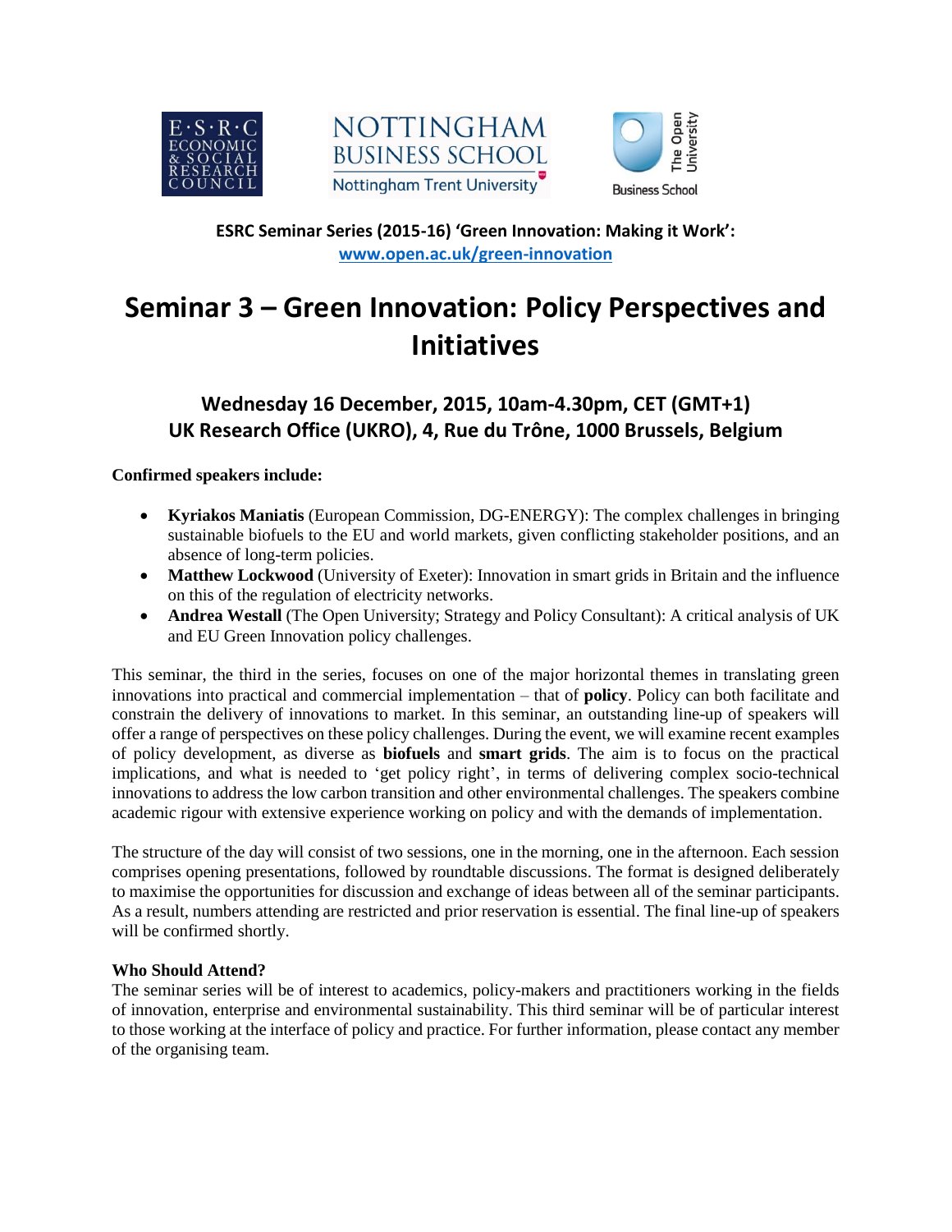ESRC Seminar Series (2015-16) 'Green Innovation: Making it Work': **www.open.ac.uk/green-innovation**

# Seminar 3 – Green Innovation: Policy Perspectives and Initiatives

## Wednesday 16 December, 2015, 10am-4.30pm, CET (GMT+1)
## UK Research Office (UKRO), 4, Rue du Trône, 1000 Brussels, Belgium

**Confirmed speakers include:**

- **Kyriakos Maniatis** (European Commission, DG-ENERGY): The complex challenges in bringing sustainable biofuels to the EU and world markets, given conflicting stakeholder positions, and an absence of long-term policies.
- **Matthew Lockwood** (University of Exeter): Innovation in smart grids in Britain and the influence on this of the regulation of electricity networks.
- **Andrea Westall** (The Open University; Strategy and Policy Consultant): A critical analysis of UK and EU Green Innovation policy challenges.

This seminar, the third in the series, focuses on one of the major horizontal themes in translating green innovations into practical and commercial implementation – that of **policy**. Policy can both facilitate and constrain the delivery of innovations to market. In this seminar, an outstanding line-up of speakers will offer a range of perspectives on these policy challenges. During the event, we will examine recent examples of policy development, as diverse as **biofuels** and **smart grids**. The aim is to focus on the practical implications, and what is needed to 'get policy right', in terms of delivering complex socio-technical innovations to address the low carbon transition and other environmental challenges. The speakers combine academic rigour with extensive experience working on policy and with the demands of implementation.

The structure of the day will consist of two sessions, one in the morning, one in the afternoon. Each session comprises opening presentations, followed by roundtable discussions. The format is designed deliberately to maximise the opportunities for discussion and exchange of ideas between all of the seminar participants. As a result, numbers attending are restricted and prior reservation is essential. The final line-up of speakers will be confirmed shortly.

**Who Should Attend?**

The seminar series will be of interest to academics, policy-makers and practitioners working in the fields of innovation, enterprise and environmental sustainability. This third seminar will be of particular interest to those working at the interface of policy and practice. For further information, please contact any member of the organising team.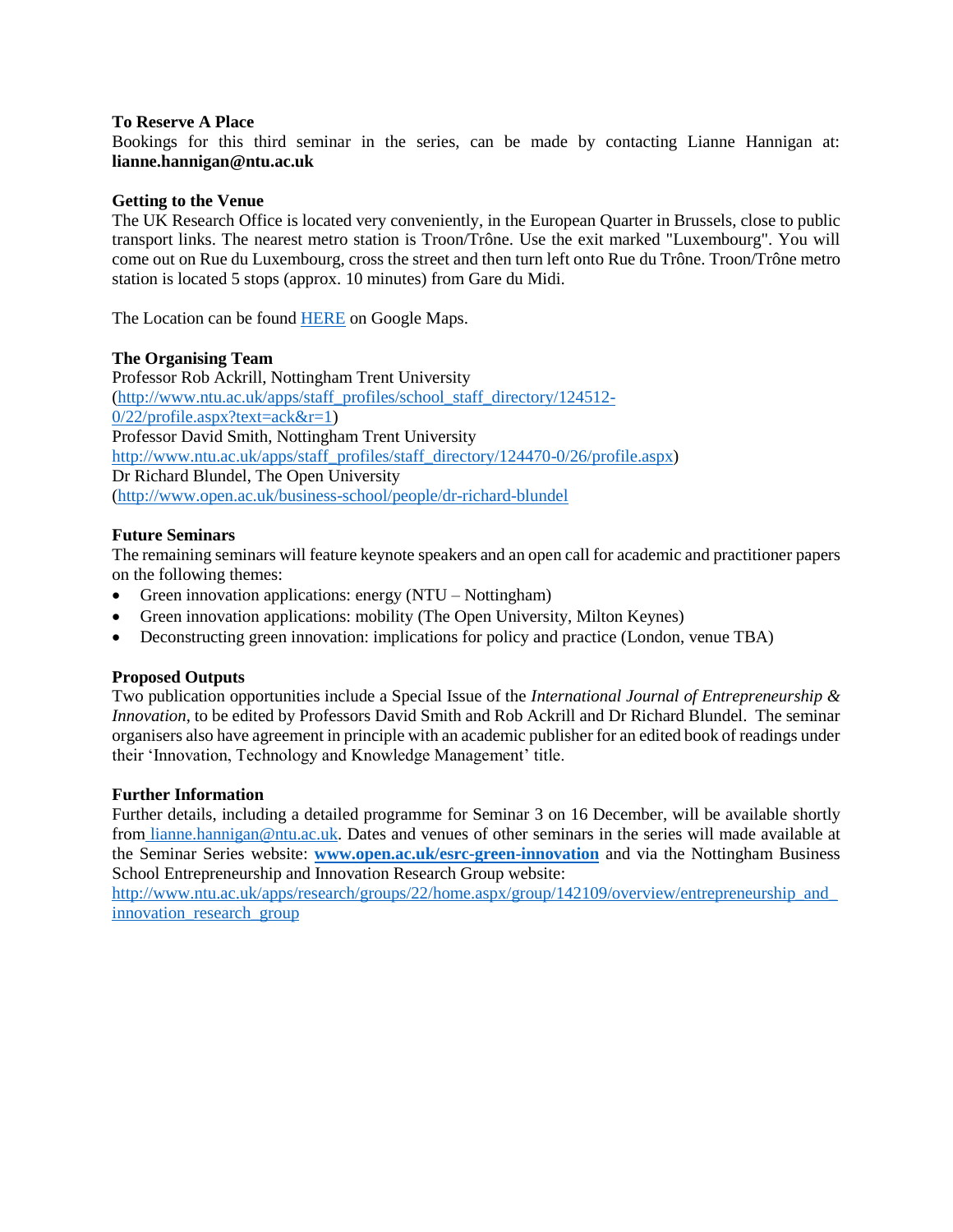**To Reserve A Place**
Bookings for this third seminar in the series, can be made by contacting Lianne Hannigan at: **lianne.hannigan@ntu.ac.uk**

**Getting to the Venue**
The UK Research Office is located very conveniently, in the European Quarter in Brussels, close to public transport links. The nearest metro station is Troon/Trône. Use the exit marked "Luxembourg". You will come out on Rue du Luxembourg, cross the street and then turn left onto Rue du Trône. Troon/Trône metro station is located 5 stops (approx. 10 minutes) from Gare du Midi.

The Location can be found HERE on Google Maps.

**The Organising Team**
Professor Rob Ackrill, Nottingham Trent University
(http://www.ntu.ac.uk/apps/staff_profiles/school_staff_directory/124512-0/22/profile.aspx?text=ack&r=1)
Professor David Smith, Nottingham Trent University
http://www.ntu.ac.uk/apps/staff_profiles/staff_directory/124470-0/26/profile.aspx)
Dr Richard Blundel, The Open University
(http://www.open.ac.uk/business-school/people/dr-richard-blundel

**Future Seminars**
The remaining seminars will feature keynote speakers and an open call for academic and practitioner papers on the following themes:

- Green innovation applications: energy (NTU – Nottingham)
- Green innovation applications: mobility (The Open University, Milton Keynes)
- Deconstructing green innovation: implications for policy and practice (London, venue TBA)

**Proposed Outputs**
Two publication opportunities include a Special Issue of the *International Journal of Entrepreneurship & Innovation*, to be edited by Professors David Smith and Rob Ackrill and Dr Richard Blundel. The seminar organisers also have agreement in principle with an academic publisher for an edited book of readings under their 'Innovation, Technology and Knowledge Management' title.

**Further Information**
Further details, including a detailed programme for Seminar 3 on 16 December, will be available shortly from lianne.hannigan@ntu.ac.uk. Dates and venues of other seminars in the series will made available at the Seminar Series website: **www.open.ac.uk/esrc-green-innovation** and via the Nottingham Business School Entrepreneurship and Innovation Research Group website:
http://www.ntu.ac.uk/apps/research/groups/22/home.aspx/group/142109/overview/entrepreneurship_and_innovation_research_group